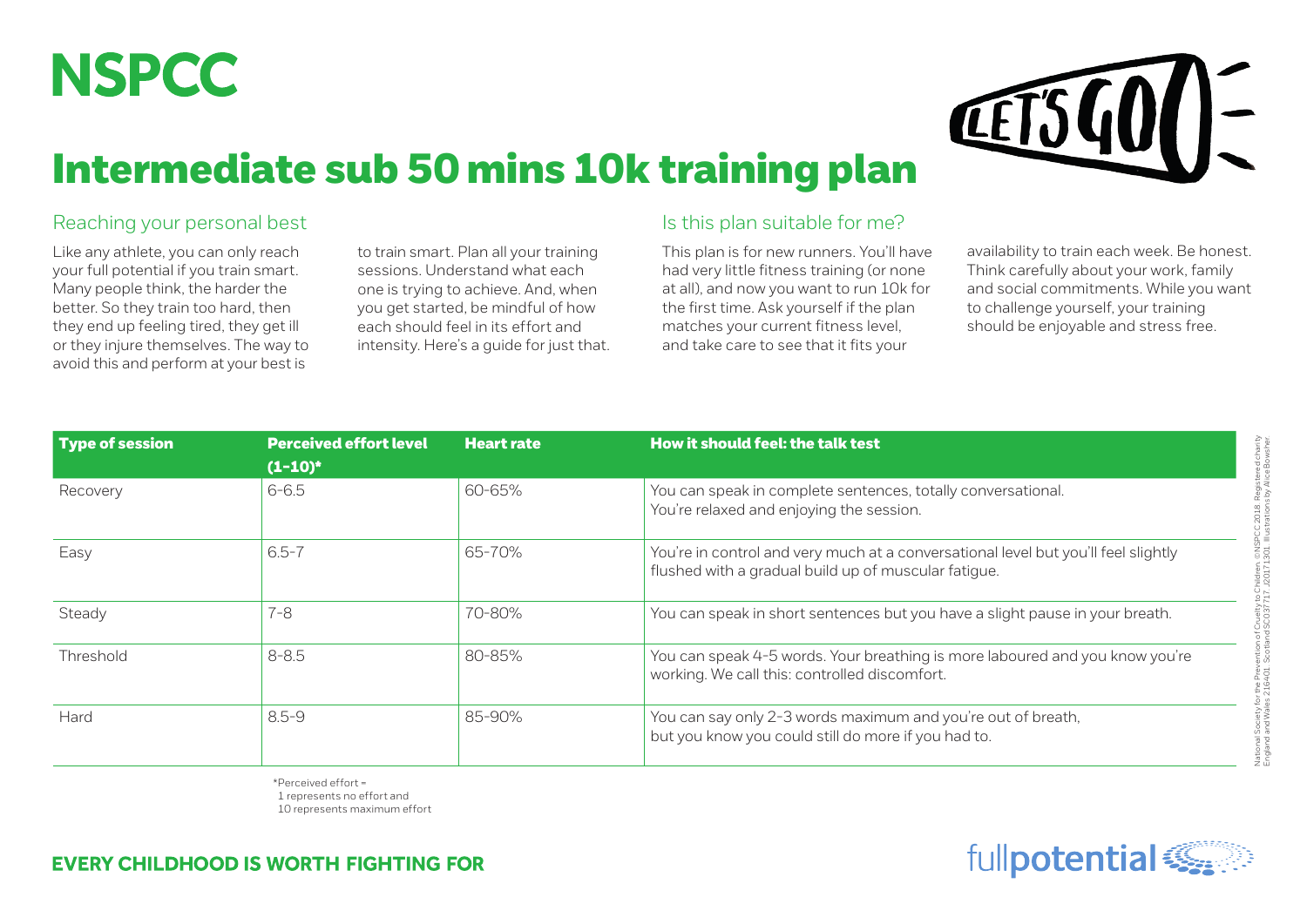# NSPCC

# Intermediate sub 50 mins 10k training plan

LET'S GO!

## Reaching your personal best

Like any athlete, you can only reach your full potential if you train smart. Many people think, the harder the better. So they train too hard, then they end up feeling tired, they get ill or they injure themselves. The way to avoid this and perform at your best is to train smart. Plan all your training sessions. Understand what each one is trying to achieve. And, when you get started, be mindful of how each should feel in its effort and intensity. Here's a guide for just that.

## Is this plan suitable for me?

This plan is for new runners. You'll have had very little fitness training (or none at all), and now you want to run 10k for the first time. Ask yourself if the plan matches your current fitness level, and take care to see that it fits your availability to train each week. Be honest. Think carefully about your work, family and social commitments. While you want to challenge yourself, your training should be enjoyable and stress free.

| Type of session | Perceived effort level (1-10)* | Heart rate | How it should feel: the talk test |
|---|---|---|---|
| Recovery | 6-6.5 | 60-65% | You can speak in complete sentences, totally conversational. You're relaxed and enjoying the session. |
| Easy | 6.5-7 | 65-70% | You're in control and very much at a conversational level but you'll feel slightly flushed with a gradual build up of muscular fatigue. |
| Steady | 7-8 | 70-80% | You can speak in short sentences but you have a slight pause in your breath. |
| Threshold | 8-8.5 | 80-85% | You can speak 4-5 words. Your breathing is more laboured and you know you're working. We call this: controlled discomfort. |
| Hard | 8.5-9 | 85-90% | You can say only 2-3 words maximum and you're out of breath, but you know you could still do more if you had to. |

*Perceived effort =
1 represents no effort and
10 represents maximum effort

National Society for the Prevention of Cruelty to Children. ©NSPCC 2018. Registered charity England and Wales 216401. Scotland SC037717. J20171301. Illustrations by Alice Bowsher.

**EVERY CHILDHOOD IS WORTH FIGHTING FOR**

fullpotential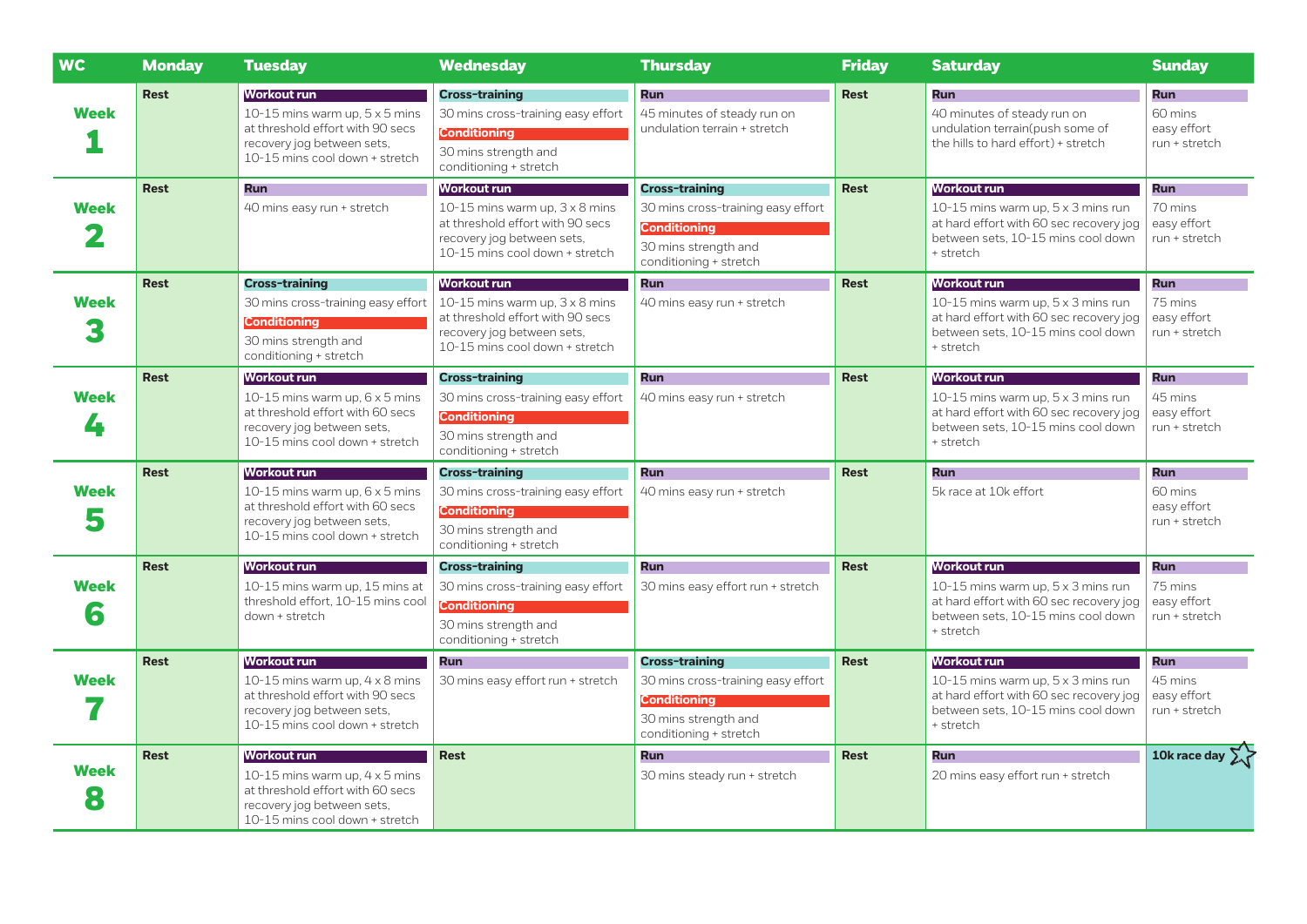| WC | Monday | Tuesday | Wednesday | Thursday | Friday | Saturday | Sunday |
|---|---|---|---|---|---|---|---|
| **Week 1** | **Rest** | **Workout run** 10-15 mins warm up, 5 x 5 mins at threshold effort with 90 secs recovery jog between sets, 10-15 mins cool down + stretch | **Cross-training** 30 mins cross-training easy effort **Conditioning** 30 mins strength and conditioning + stretch | **Run** 45 minutes of steady run on undulation terrain + stretch | **Rest** | **Run** 40 minutes of steady run on undulation terrain(push some of the hills to hard effort) + stretch | **Run** 60 mins easy effort run + stretch |
| **Week 2** | **Rest** | **Run** 40 mins easy run + stretch | **Workout run** 10-15 mins warm up, 3 x 8 mins at threshold effort with 90 secs recovery jog between sets, 10-15 mins cool down + stretch | **Cross-training** 30 mins cross-training easy effort **Conditioning** 30 mins strength and conditioning + stretch | **Rest** | **Workout run** 10-15 mins warm up, 5 x 3 mins run at hard effort with 60 sec recovery jog between sets, 10-15 mins cool down + stretch | **Run** 70 mins easy effort run + stretch |
| **Week 3** | **Rest** | **Cross-training** 30 mins cross-training easy effort **Conditioning** 30 mins strength and conditioning + stretch | **Workout run** 10-15 mins warm up, 3 x 8 mins at threshold effort with 90 secs recovery jog between sets, 10-15 mins cool down + stretch | **Run** 40 mins easy run + stretch | **Rest** | **Workout run** 10-15 mins warm up, 5 x 3 mins run at hard effort with 60 sec recovery jog between sets, 10-15 mins cool down + stretch | **Run** 75 mins easy effort run + stretch |
| **Week 4** | **Rest** | **Workout run** 10-15 mins warm up, 6 x 5 mins at threshold effort with 60 secs recovery jog between sets, 10-15 mins cool down + stretch | **Cross-training** 30 mins cross-training easy effort **Conditioning** 30 mins strength and conditioning + stretch | **Run** 40 mins easy run + stretch | **Rest** | **Workout run** 10-15 mins warm up, 5 x 3 mins run at hard effort with 60 sec recovery jog between sets, 10-15 mins cool down + stretch | **Run** 45 mins easy effort run + stretch |
| **Week 5** | **Rest** | **Workout run** 10-15 mins warm up, 6 x 5 mins at threshold effort with 60 secs recovery jog between sets, 10-15 mins cool down + stretch | **Cross-training** 30 mins cross-training easy effort **Conditioning** 30 mins strength and conditioning + stretch | **Run** 40 mins easy run + stretch | **Rest** | **Run** 5k race at 10k effort | **Run** 60 mins easy effort run + stretch |
| **Week 6** | **Rest** | **Workout run** 10-15 mins warm up, 15 mins at threshold effort, 10-15 mins cool down + stretch | **Cross-training** 30 mins cross-training easy effort **Conditioning** 30 mins strength and conditioning + stretch | **Run** 30 mins easy effort run + stretch | **Rest** | **Workout run** 10-15 mins warm up, 5 x 3 mins run at hard effort with 60 sec recovery jog between sets, 10-15 mins cool down + stretch | **Run** 75 mins easy effort run + stretch |
| **Week 7** | **Rest** | **Workout run** 10-15 mins warm up, 4 x 8 mins at threshold effort with 90 secs recovery jog between sets, 10-15 mins cool down + stretch | **Run** 30 mins easy effort run + stretch | **Cross-training** 30 mins cross-training easy effort **Conditioning** 30 mins strength and conditioning + stretch | **Rest** | **Workout run** 10-15 mins warm up, 5 x 3 mins run at hard effort with 60 sec recovery jog between sets, 10-15 mins cool down + stretch | **Run** 45 mins easy effort run + stretch |
| **Week 8** | **Rest** | **Workout run** 10-15 mins warm up, 4 x 5 mins at threshold effort with 60 secs recovery jog between sets, 10-15 mins cool down + stretch | **Rest** | **Run** 30 mins steady run + stretch | **Rest** | **Run** 20 mins easy effort run + stretch | **10k race day** |